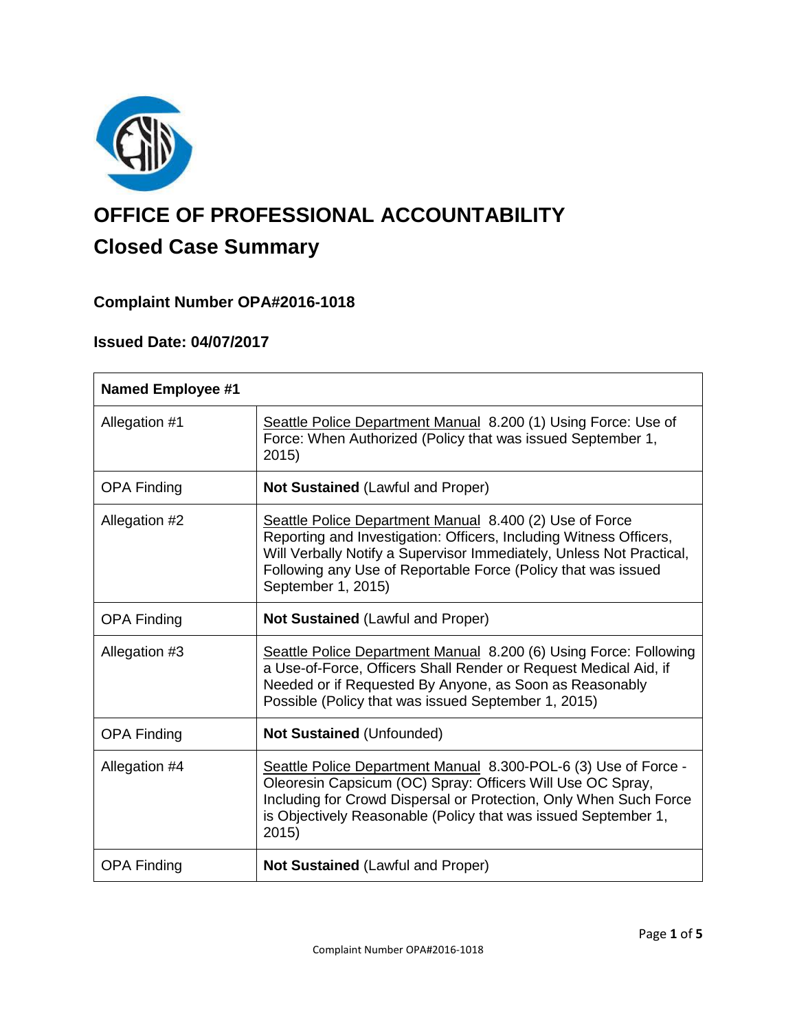# OFFICE OF PROFESSIONAL ACCOUNTABILITY

## Closed Case Summary

### Complaint Number OPA#2016-1018

### Issued Date: 04/07/2017

| **Named Employee #1** | |
|---|---|
| Allegation #1 | Seattle Police Department Manual 8.200 (1) Using Force: Use of Force: When Authorized (Policy that was issued September 1, 2015) |
| OPA Finding | **Not Sustained** (Lawful and Proper) |
| Allegation #2 | Seattle Police Department Manual 8.400 (2) Use of Force Reporting and Investigation: Officers, Including Witness Officers, Will Verbally Notify a Supervisor Immediately, Unless Not Practical, Following any Use of Reportable Force (Policy that was issued September 1, 2015) |
| OPA Finding | **Not Sustained** (Lawful and Proper) |
| Allegation #3 | Seattle Police Department Manual 8.200 (6) Using Force: Following a Use-of-Force, Officers Shall Render or Request Medical Aid, if Needed or if Requested By Anyone, as Soon as Reasonably Possible (Policy that was issued September 1, 2015) |
| OPA Finding | **Not Sustained** (Unfounded) |
| Allegation #4 | Seattle Police Department Manual 8.300-POL-6 (3) Use of Force - Oleoresin Capsicum (OC) Spray: Officers Will Use OC Spray, Including for Crowd Dispersal or Protection, Only When Such Force is Objectively Reasonable (Policy that was issued September 1, 2015) |
| OPA Finding | **Not Sustained** (Lawful and Proper) |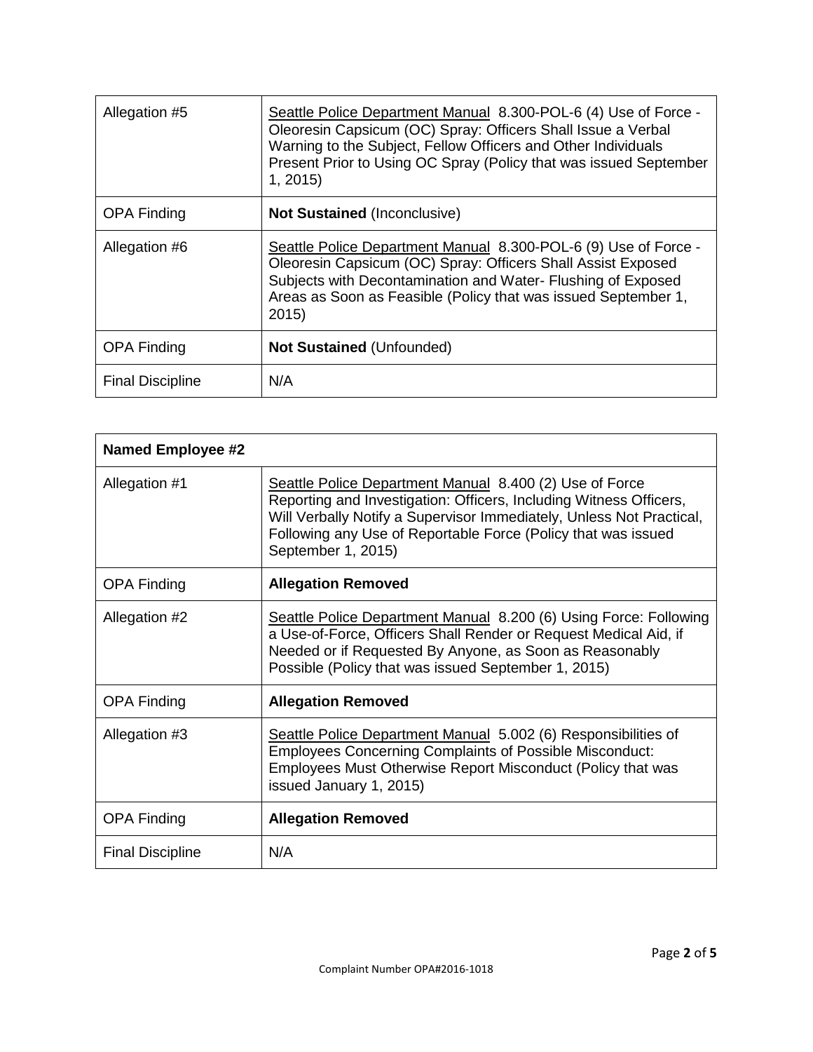| | |
|---|---|
| Allegation #5 | Seattle Police Department Manual 8.300-POL-6 (4) Use of Force - Oleoresin Capsicum (OC) Spray: Officers Shall Issue a Verbal Warning to the Subject, Fellow Officers and Other Individuals Present Prior to Using OC Spray (Policy that was issued September 1, 2015) |
| OPA Finding | **Not Sustained** (Inconclusive) |
| Allegation #6 | Seattle Police Department Manual 8.300-POL-6 (9) Use of Force - Oleoresin Capsicum (OC) Spray: Officers Shall Assist Exposed Subjects with Decontamination and Water- Flushing of Exposed Areas as Soon as Feasible (Policy that was issued September 1, 2015) |
| OPA Finding | **Not Sustained** (Unfounded) |
| Final Discipline | N/A |

| **Named Employee #2** | |
|---|---|
| Allegation #1 | Seattle Police Department Manual 8.400 (2) Use of Force Reporting and Investigation: Officers, Including Witness Officers, Will Verbally Notify a Supervisor Immediately, Unless Not Practical, Following any Use of Reportable Force (Policy that was issued September 1, 2015) |
| OPA Finding | **Allegation Removed** |
| Allegation #2 | Seattle Police Department Manual 8.200 (6) Using Force: Following a Use-of-Force, Officers Shall Render or Request Medical Aid, if Needed or if Requested By Anyone, as Soon as Reasonably Possible (Policy that was issued September 1, 2015) |
| OPA Finding | **Allegation Removed** |
| Allegation #3 | Seattle Police Department Manual 5.002 (6) Responsibilities of Employees Concerning Complaints of Possible Misconduct: Employees Must Otherwise Report Misconduct (Policy that was issued January 1, 2015) |
| OPA Finding | **Allegation Removed** |
| Final Discipline | N/A |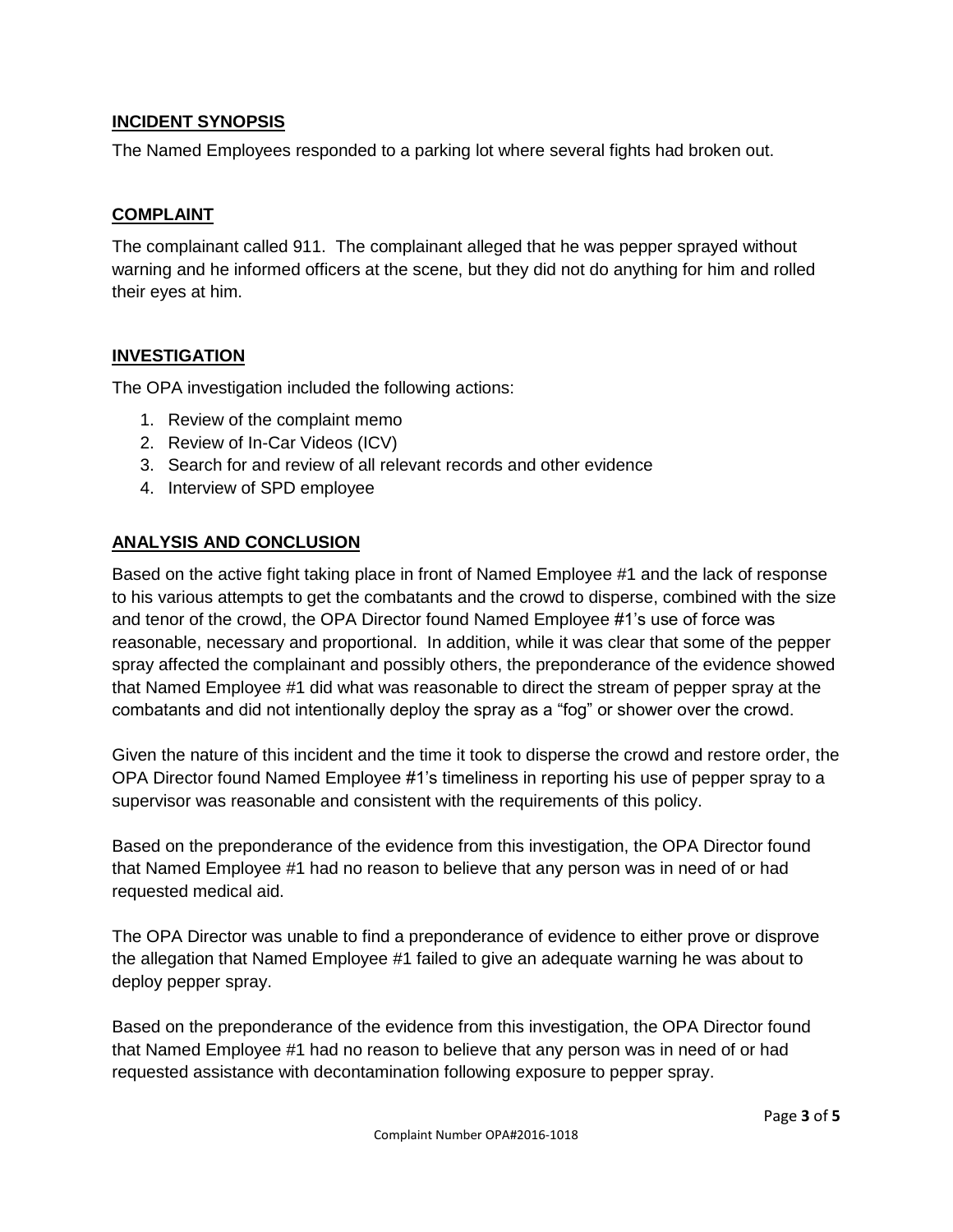## INCIDENT SYNOPSIS

The Named Employees responded to a parking lot where several fights had broken out.

## COMPLAINT

The complainant called 911. The complainant alleged that he was pepper sprayed without warning and he informed officers at the scene, but they did not do anything for him and rolled their eyes at him.

## INVESTIGATION

The OPA investigation included the following actions:

1. Review of the complaint memo
2. Review of In-Car Videos (ICV)
3. Search for and review of all relevant records and other evidence
4. Interview of SPD employee

## ANALYSIS AND CONCLUSION

Based on the active fight taking place in front of Named Employee #1 and the lack of response to his various attempts to get the combatants and the crowd to disperse, combined with the size and tenor of the crowd, the OPA Director found Named Employee #1's use of force was reasonable, necessary and proportional. In addition, while it was clear that some of the pepper spray affected the complainant and possibly others, the preponderance of the evidence showed that Named Employee #1 did what was reasonable to direct the stream of pepper spray at the combatants and did not intentionally deploy the spray as a "fog" or shower over the crowd.

Given the nature of this incident and the time it took to disperse the crowd and restore order, the OPA Director found Named Employee #1's timeliness in reporting his use of pepper spray to a supervisor was reasonable and consistent with the requirements of this policy.

Based on the preponderance of the evidence from this investigation, the OPA Director found that Named Employee #1 had no reason to believe that any person was in need of or had requested medical aid.

The OPA Director was unable to find a preponderance of evidence to either prove or disprove the allegation that Named Employee #1 failed to give an adequate warning he was about to deploy pepper spray.

Based on the preponderance of the evidence from this investigation, the OPA Director found that Named Employee #1 had no reason to believe that any person was in need of or had requested assistance with decontamination following exposure to pepper spray.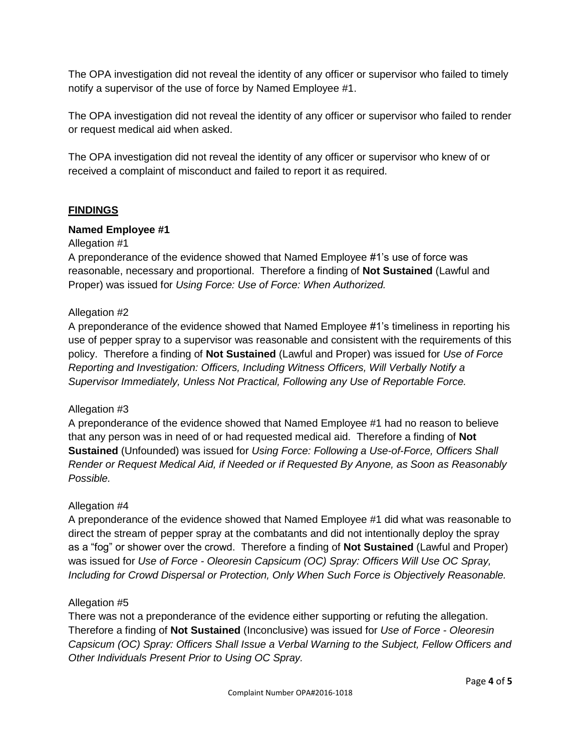The OPA investigation did not reveal the identity of any officer or supervisor who failed to timely notify a supervisor of the use of force by Named Employee #1.

The OPA investigation did not reveal the identity of any officer or supervisor who failed to render or request medical aid when asked.

The OPA investigation did not reveal the identity of any officer or supervisor who knew of or received a complaint of misconduct and failed to report it as required.

## FINDINGS

### Named Employee #1

Allegation #1

A preponderance of the evidence showed that Named Employee #1's use of force was reasonable, necessary and proportional. Therefore a finding of **Not Sustained** (Lawful and Proper) was issued for *Using Force: Use of Force: When Authorized.*

Allegation #2

A preponderance of the evidence showed that Named Employee #1's timeliness in reporting his use of pepper spray to a supervisor was reasonable and consistent with the requirements of this policy. Therefore a finding of **Not Sustained** (Lawful and Proper) was issued for *Use of Force Reporting and Investigation: Officers, Including Witness Officers, Will Verbally Notify a Supervisor Immediately, Unless Not Practical, Following any Use of Reportable Force.*

Allegation #3

A preponderance of the evidence showed that Named Employee #1 had no reason to believe that any person was in need of or had requested medical aid. Therefore a finding of **Not Sustained** (Unfounded) was issued for *Using Force: Following a Use-of-Force, Officers Shall Render or Request Medical Aid, if Needed or if Requested By Anyone, as Soon as Reasonably Possible.*

Allegation #4

A preponderance of the evidence showed that Named Employee #1 did what was reasonable to direct the stream of pepper spray at the combatants and did not intentionally deploy the spray as a "fog" or shower over the crowd. Therefore a finding of **Not Sustained** (Lawful and Proper) was issued for *Use of Force - Oleoresin Capsicum (OC) Spray: Officers Will Use OC Spray, Including for Crowd Dispersal or Protection, Only When Such Force is Objectively Reasonable.*

Allegation #5

There was not a preponderance of the evidence either supporting or refuting the allegation. Therefore a finding of **Not Sustained** (Inconclusive) was issued for *Use of Force - Oleoresin Capsicum (OC) Spray: Officers Shall Issue a Verbal Warning to the Subject, Fellow Officers and Other Individuals Present Prior to Using OC Spray.*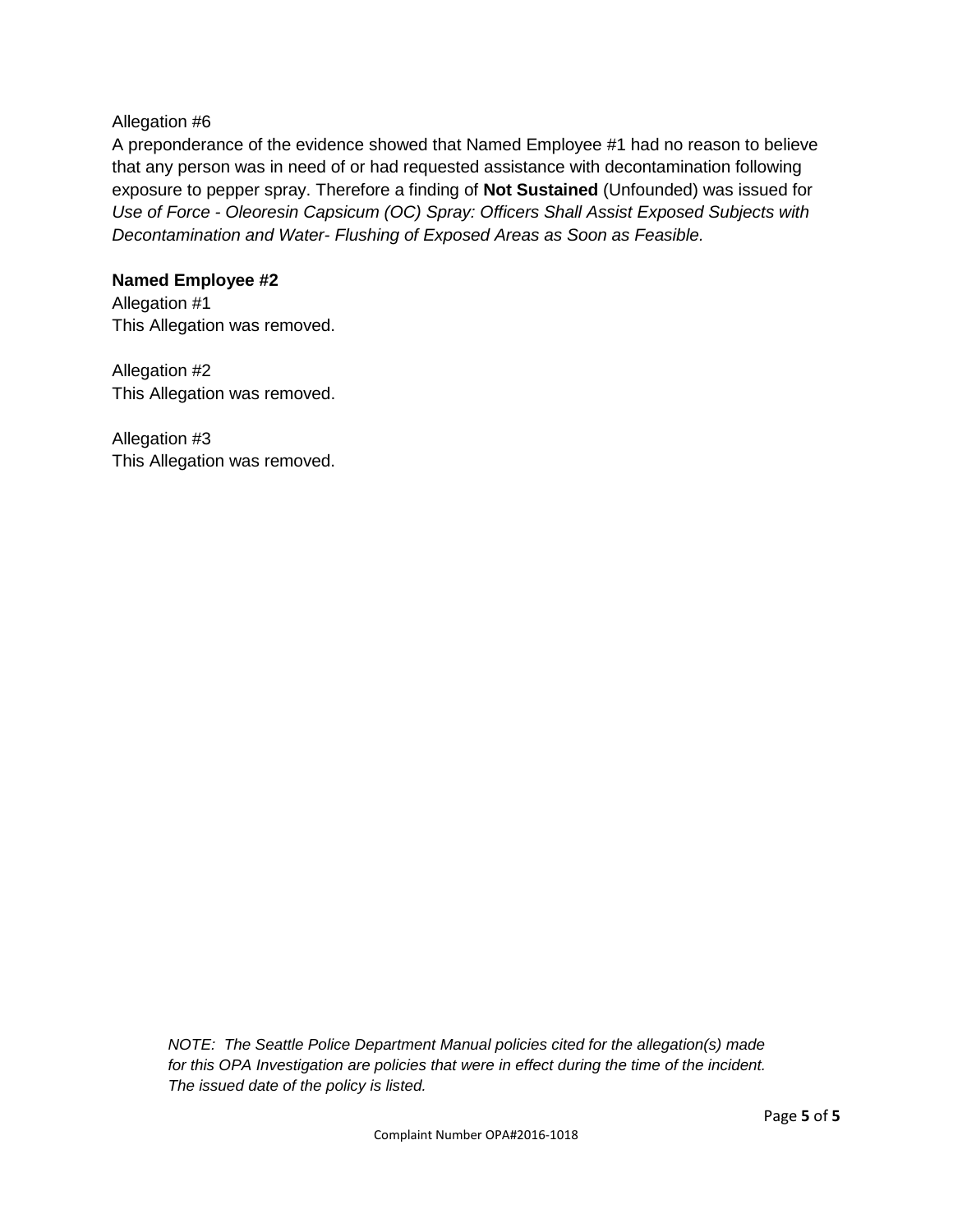Allegation #6

A preponderance of the evidence showed that Named Employee #1 had no reason to believe that any person was in need of or had requested assistance with decontamination following exposure to pepper spray. Therefore a finding of **Not Sustained** (Unfounded) was issued for *Use of Force - Oleoresin Capsicum (OC) Spray: Officers Shall Assist Exposed Subjects with Decontamination and Water- Flushing of Exposed Areas as Soon as Feasible.*

**Named Employee #2**

Allegation #1
This Allegation was removed.

Allegation #2
This Allegation was removed.

Allegation #3
This Allegation was removed.

*NOTE: The Seattle Police Department Manual policies cited for the allegation(s) made for this OPA Investigation are policies that were in effect during the time of the incident. The issued date of the policy is listed.*

Complaint Number OPA#2016-1018